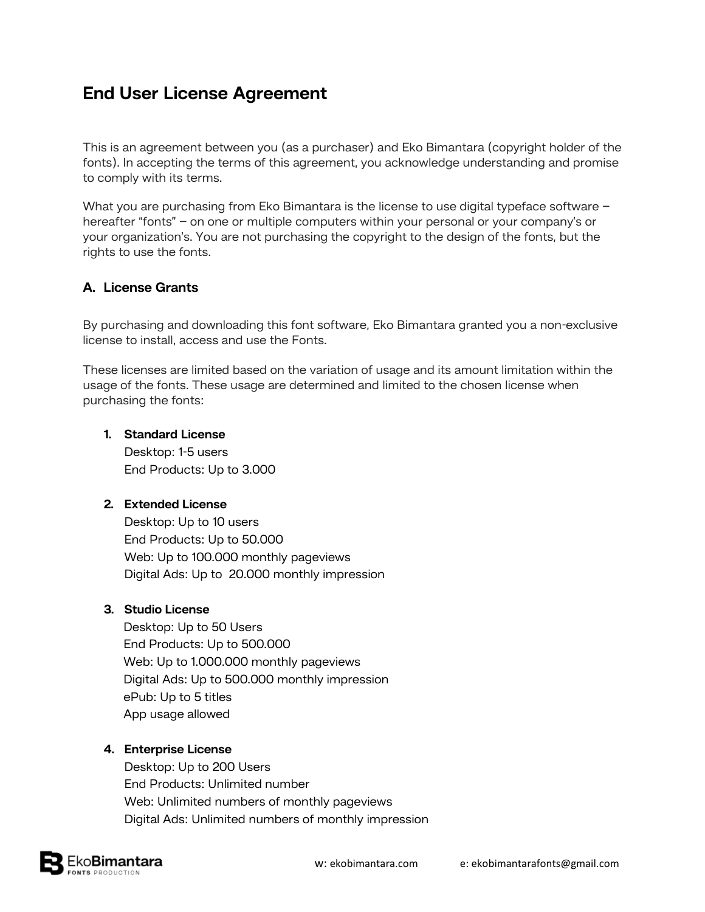# End User License Agreement

This is an agreement between you (as a purchaser) and Eko Bimantara (copyright holder of the fonts). In accepting the terms of this agreement, you acknowledge understanding and promise to comply with its terms.

What you are purchasing from Eko Bimantara is the license to use digital typeface software – hereafter "fonts" – on one or multiple computers within your personal or your company's or your organization's. You are not purchasing the copyright to the design of the fonts, but the rights to use the fonts.

## A. License Grants

By purchasing and downloading this font software, Eko Bimantara granted you a non-exclusive license to install, access and use the Fonts.

These licenses are limited based on the variation of usage and its amount limitation within the usage of the fonts. These usage are determined and limited to the chosen license when purchasing the fonts:

1. **Standard License**
   Desktop: 1-5 users
   End Products: Up to 3.000

2. **Extended License**
   Desktop: Up to 10 users
   End Products: Up to 50.000
   Web: Up to 100.000 monthly pageviews
   Digital Ads: Up to 20.000 monthly impression

3. **Studio License**
   Desktop: Up to 50 Users
   End Products: Up to 500.000
   Web: Up to 1.000.000 monthly pageviews
   Digital Ads: Up to 500.000 monthly impression
   ePub: Up to 5 titles
   App usage allowed

4. **Enterprise License**
   Desktop: Up to 200 Users
   End Products: Unlimited number
   Web: Unlimited numbers of monthly pageviews
   Digital Ads: Unlimited numbers of monthly impression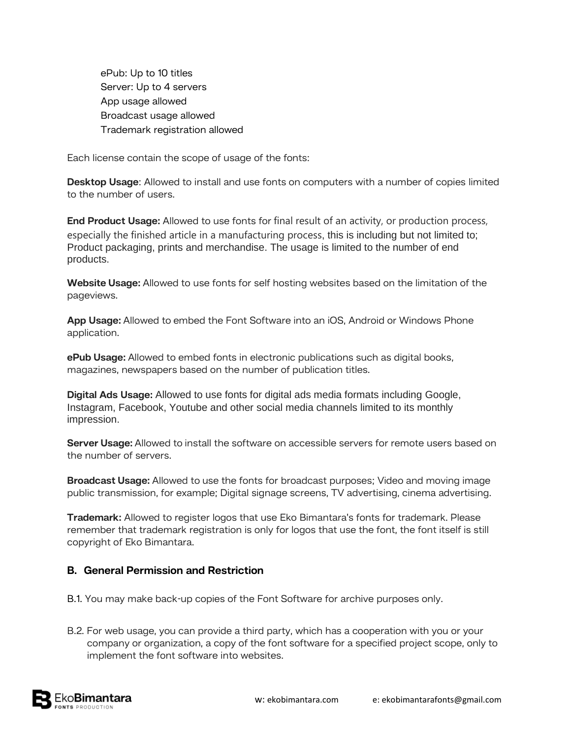ePub: Up to 10 titles
Server: Up to 4 servers
App usage allowed
Broadcast usage allowed
Trademark registration allowed

Each license contain the scope of usage of the fonts:

**Desktop Usage**: Allowed to install and use fonts on computers with a number of copies limited to the number of users.

**End Product Usage:** Allowed to use fonts for final result of an activity, or production process, especially the finished article in a manufacturing process, this is including but not limited to; Product packaging, prints and merchandise. The usage is limited to the number of end products.

**Website Usage:** Allowed to use fonts for self hosting websites based on the limitation of the pageviews.

**App Usage:** Allowed to embed the Font Software into an iOS, Android or Windows Phone application.

**ePub Usage:** Allowed to embed fonts in electronic publications such as digital books, magazines, newspapers based on the number of publication titles.

**Digital Ads Usage:** Allowed to use fonts for digital ads media formats including Google, Instagram, Facebook, Youtube and other social media channels limited to its monthly impression.

**Server Usage:** Allowed to install the software on accessible servers for remote users based on the number of servers.

**Broadcast Usage:** Allowed to use the fonts for broadcast purposes; Video and moving image public transmission, for example; Digital signage screens, TV advertising, cinema advertising.

**Trademark:** Allowed to register logos that use Eko Bimantara's fonts for trademark. Please remember that trademark registration is only for logos that use the font, the font itself is still copyright of Eko Bimantara.

## B. General Permission and Restriction

B.1. You may make back-up copies of the Font Software for archive purposes only.

B.2. For web usage, you can provide a third party, which has a cooperation with you or your company or organization, a copy of the font software for a specified project scope, only to implement the font software into websites.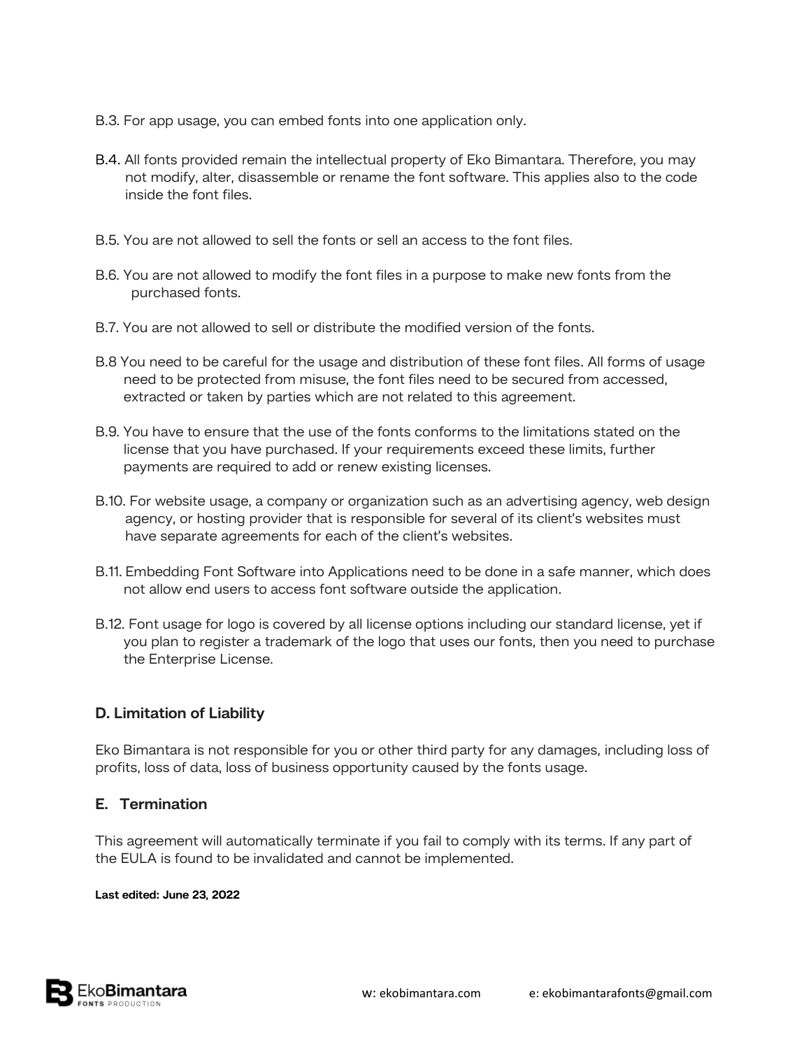B.3. For app usage, you can embed fonts into one application only.

B.4. All fonts provided remain the intellectual property of Eko Bimantara. Therefore, you may not modify, alter, disassemble or rename the font software. This applies also to the code inside the font files.

B.5. You are not allowed to sell the fonts or sell an access to the font files.

B.6. You are not allowed to modify the font files in a purpose to make new fonts from the purchased fonts.

B.7. You are not allowed to sell or distribute the modified version of the fonts.

B.8 You need to be careful for the usage and distribution of these font files. All forms of usage need to be protected from misuse, the font files need to be secured from accessed, extracted or taken by parties which are not related to this agreement.

B.9. You have to ensure that the use of the fonts conforms to the limitations stated on the license that you have purchased. If your requirements exceed these limits, further payments are required to add or renew existing licenses.

B.10. For website usage, a company or organization such as an advertising agency, web design agency, or hosting provider that is responsible for several of its client's websites must have separate agreements for each of the client's websites.

B.11. Embedding Font Software into Applications need to be done in a safe manner, which does not allow end users to access font software outside the application.

B.12. Font usage for logo is covered by all license options including our standard license, yet if you plan to register a trademark of the logo that uses our fonts, then you need to purchase the Enterprise License.

## D. Limitation of Liability

Eko Bimantara is not responsible for you or other third party for any damages, including loss of profits, loss of data, loss of business opportunity caused by the fonts usage.

## E. Termination

This agreement will automatically terminate if you fail to comply with its terms. If any part of the EULA is found to be invalidated and cannot be implemented.

**Last edited: June 23, 2022**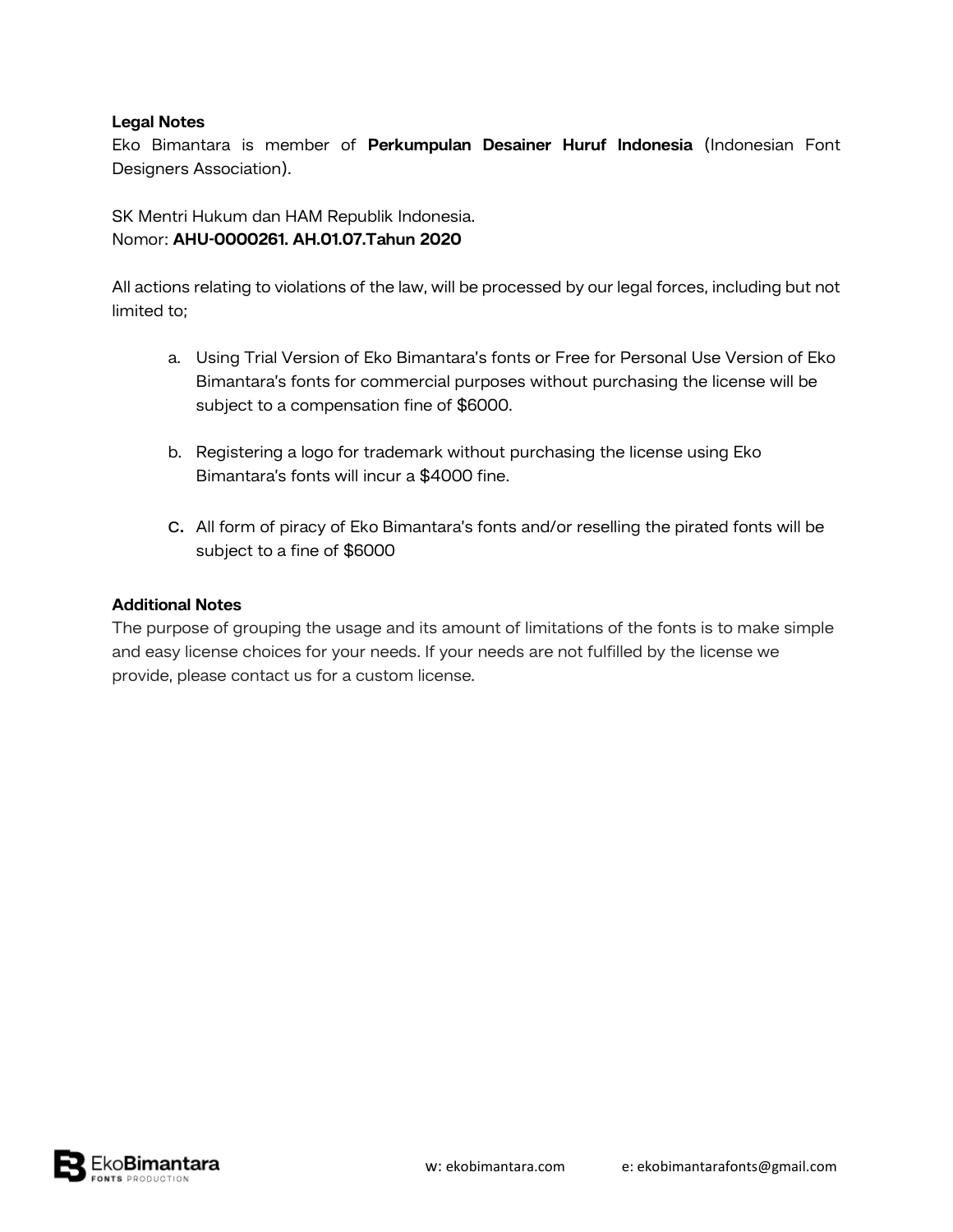**Legal Notes**

Eko Bimantara is member of **Perkumpulan Desainer Huruf Indonesia** (Indonesian Font Designers Association).

SK Mentri Hukum dan HAM Republik Indonesia.
Nomor: **AHU-0000261. AH.01.07.Tahun 2020**

All actions relating to violations of the law, will be processed by our legal forces, including but not limited to;

a. Using Trial Version of Eko Bimantara's fonts or Free for Personal Use Version of Eko Bimantara's fonts for commercial purposes without purchasing the license will be subject to a compensation fine of $6000.

b. Registering a logo for trademark without purchasing the license using Eko Bimantara's fonts will incur a $4000 fine.

c. All form of piracy of Eko Bimantara's fonts and/or reselling the pirated fonts will be subject to a fine of $6000

**Additional Notes**

The purpose of grouping the usage and its amount of limitations of the fonts is to make simple and easy license choices for your needs. If your needs are not fulfilled by the license we provide, please contact us for a custom license.

EkoBimantara FONTS PRODUCTION

w: ekobimantara.com e: ekobimantarafonts@gmail.com